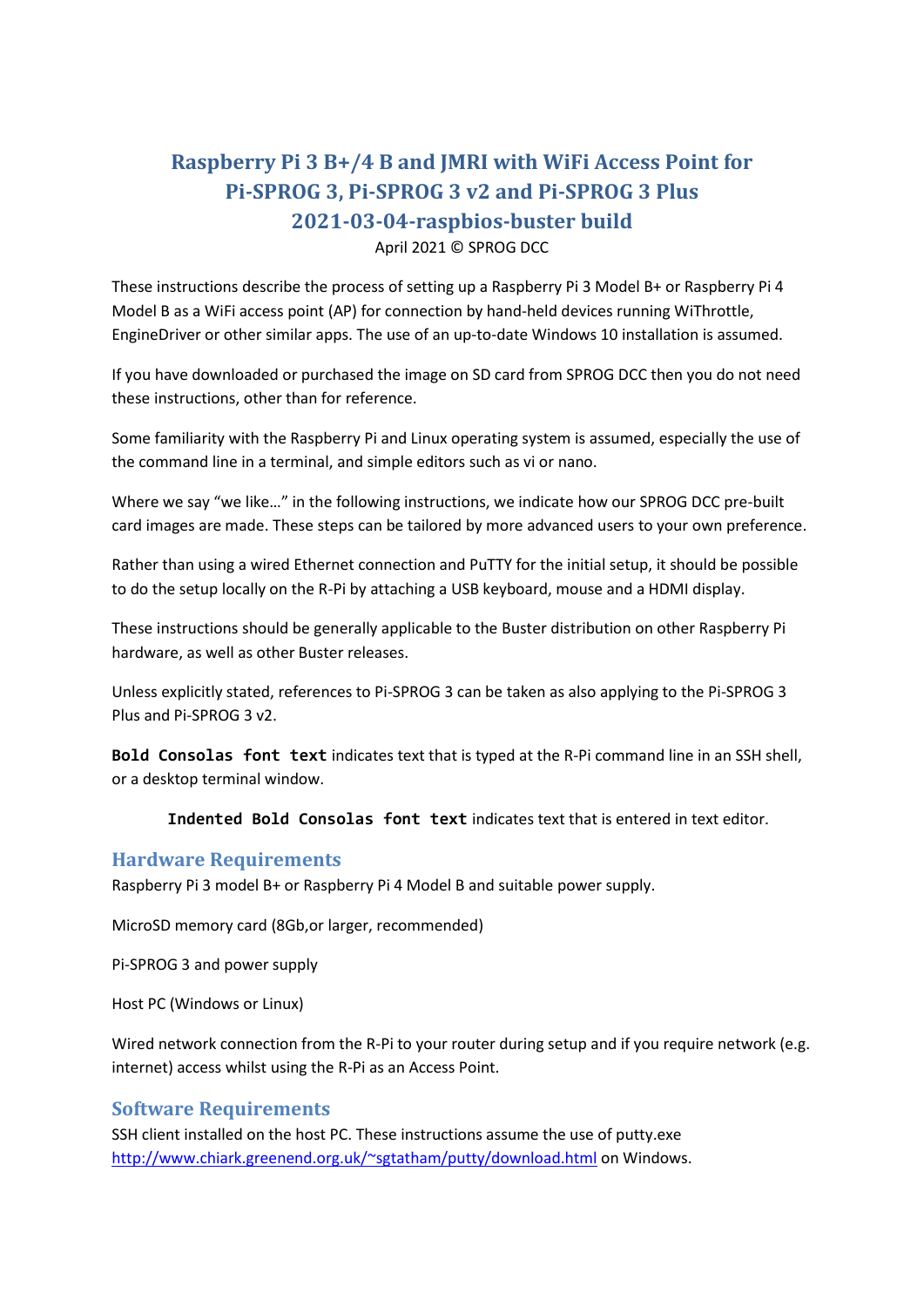# Raspberry Pi 3 B+/4 B and JMRI with WiFi Access Point for Pi-SPROG 3, Pi-SPROG 3 v2 and Pi-SPROG 3 Plus 2021-03-04-raspbios-buster build

April 2021 © SPROG DCC

These instructions describe the process of setting up a Raspberry Pi 3 Model B+ or Raspberry Pi 4 Model B as a WiFi access point (AP) for connection by hand-held devices running WiThrottle, EngineDriver or other similar apps. The use of an up-to-date Windows 10 installation is assumed.

If you have downloaded or purchased the image on SD card from SPROG DCC then you do not need these instructions, other than for reference.

Some familiarity with the Raspberry Pi and Linux operating system is assumed, especially the use of the command line in a terminal, and simple editors such as vi or nano.

Where we say "we like…" in the following instructions, we indicate how our SPROG DCC pre-built card images are made. These steps can be tailored by more advanced users to your own preference.

Rather than using a wired Ethernet connection and PuTTY for the initial setup, it should be possible to do the setup locally on the R-Pi by attaching a USB keyboard, mouse and a HDMI display.

These instructions should be generally applicable to the Buster distribution on other Raspberry Pi hardware, as well as other Buster releases.

Unless explicitly stated, references to Pi-SPROG 3 can be taken as also applying to the Pi-SPROG 3 Plus and Pi-SPROG 3 v2.

**`Bold Consolas font text`** indicates text that is typed at the R-Pi command line in an SSH shell, or a desktop terminal window.

> **`Indented Bold Consolas font text`** indicates text that is entered in text editor.

## Hardware Requirements

Raspberry Pi 3 model B+ or Raspberry Pi 4 Model B and suitable power supply.

MicroSD memory card (8Gb,or larger, recommended)

Pi-SPROG 3 and power supply

Host PC (Windows or Linux)

Wired network connection from the R-Pi to your router during setup and if you require network (e.g. internet) access whilst using the R-Pi as an Access Point.

## Software Requirements

SSH client installed on the host PC. These instructions assume the use of putty.exe [http://www.chiark.greenend.org.uk/~sgtatham/putty/download.html](http://www.chiark.greenend.org.uk/~sgtatham/putty/download.html) on Windows.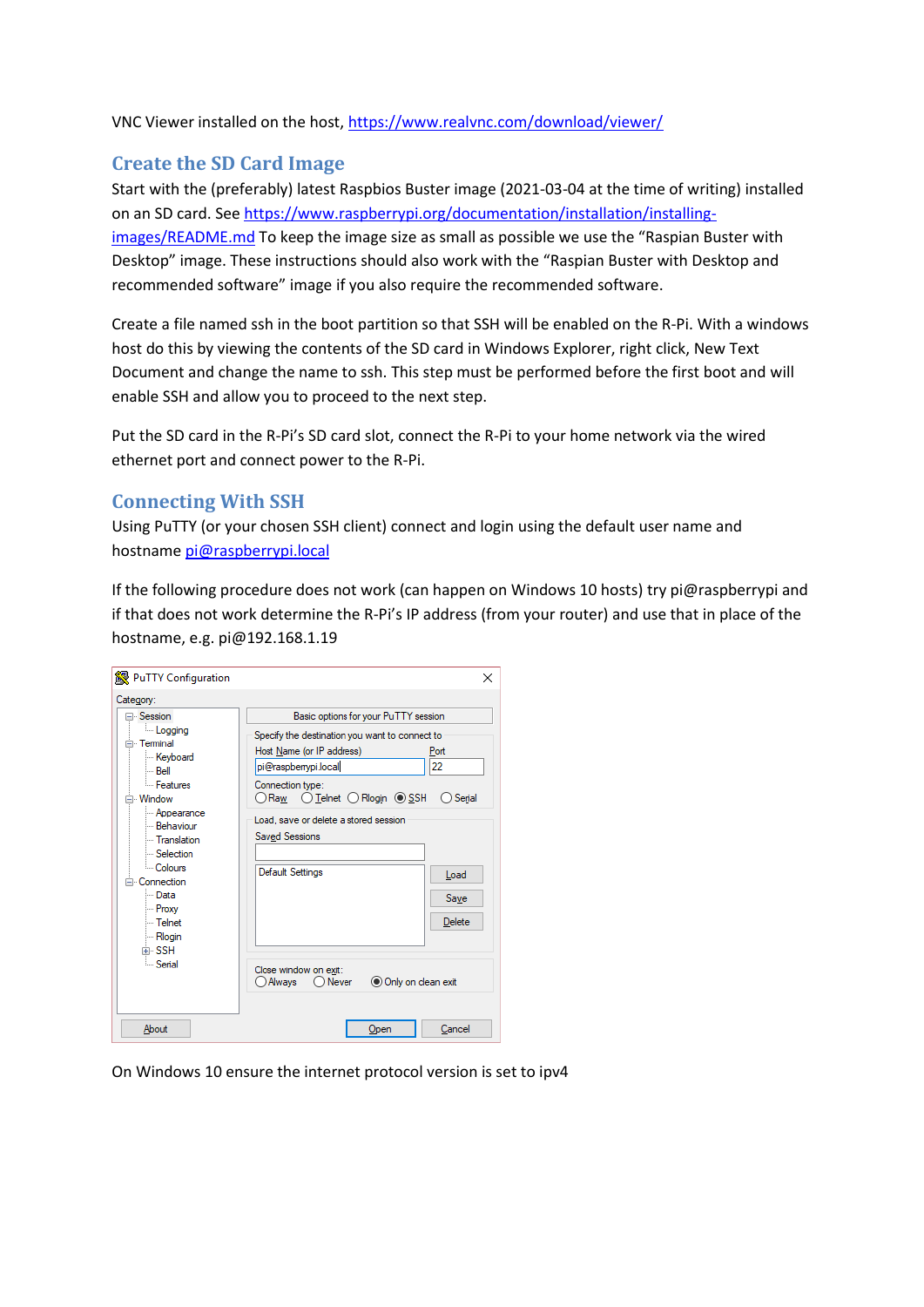VNC Viewer installed on the host, https://www.realvnc.com/download/viewer/

## Create the SD Card Image

Start with the (preferably) latest Raspbios Buster image (2021-03-04 at the time of writing) installed on an SD card. See https://www.raspberrypi.org/documentation/installation/installing-images/README.md To keep the image size as small as possible we use the “Raspian Buster with Desktop” image. These instructions should also work with the “Raspian Buster with Desktop and recommended software” image if you also require the recommended software.

Create a file named ssh in the boot partition so that SSH will be enabled on the R-Pi. With a windows host do this by viewing the contents of the SD card in Windows Explorer, right click, New Text Document and change the name to ssh. This step must be performed before the first boot and will enable SSH and allow you to proceed to the next step.

Put the SD card in the R-Pi’s SD card slot, connect the R-Pi to your home network via the wired ethernet port and connect power to the R-Pi.

## Connecting With SSH

Using PuTTY (or your chosen SSH client) connect and login using the default user name and hostname pi@raspberrypi.local

If the following procedure does not work (can happen on Windows 10 hosts) try pi@raspberrypi and if that does not work determine the R-Pi’s IP address (from your router) and use that in place of the hostname, e.g. pi@192.168.1.19

On Windows 10 ensure the internet protocol version is set to ipv4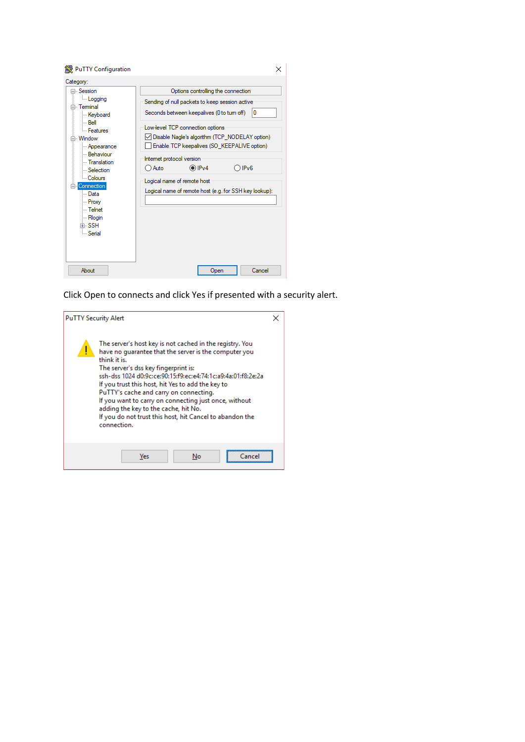Click Open to connects and click Yes if presented with a security alert.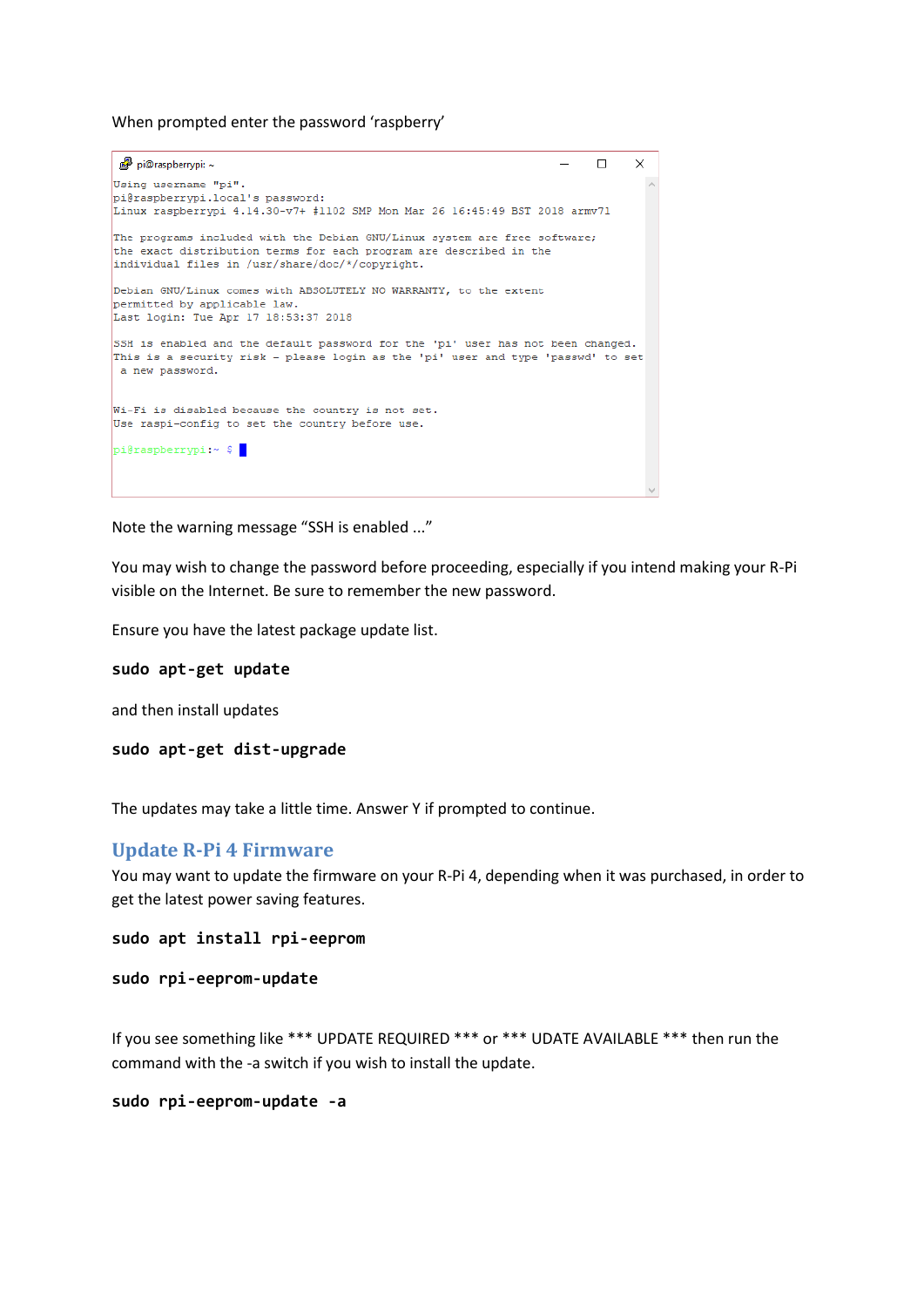When prompted enter the password 'raspberry'

```
pi@raspberrypi: ~
Using username "pi".
pi@raspberrypi.local's password:
Linux raspberrypi 4.14.30-v7+ #1102 SMP Mon Mar 26 16:45:49 BST 2018 armv7l

The programs included with the Debian GNU/Linux system are free software;
the exact distribution terms for each program are described in the
individual files in /usr/share/doc/*/copyright.

Debian GNU/Linux comes with ABSOLUTELY NO WARRANTY, to the extent
permitted by applicable law.
Last login: Tue Apr 17 18:53:37 2018

SSH is enabled and the default password for the 'pi' user has not been changed.
This is a security risk - please login as the 'pi' user and type 'passwd' to set
 a new password.


Wi-Fi is disabled because the country is not set.
Use raspi-config to set the country before use.

pi@raspberrypi:~ $
```

Note the warning message "SSH is enabled ..."

You may wish to change the password before proceeding, especially if you intend making your R-Pi visible on the Internet. Be sure to remember the new password.

Ensure you have the latest package update list.

```
sudo apt-get update
```

and then install updates

```
sudo apt-get dist-upgrade
```

The updates may take a little time. Answer Y if prompted to continue.

## Update R-Pi 4 Firmware

You may want to update the firmware on your R-Pi 4, depending when it was purchased, in order to get the latest power saving features.

```
sudo apt install rpi-eeprom
```

```
sudo rpi-eeprom-update
```

If you see something like *** UPDATE REQUIRED *** or *** UDATE AVAILABLE *** then run the command with the -a switch if you wish to install the update.

```
sudo rpi-eeprom-update -a
```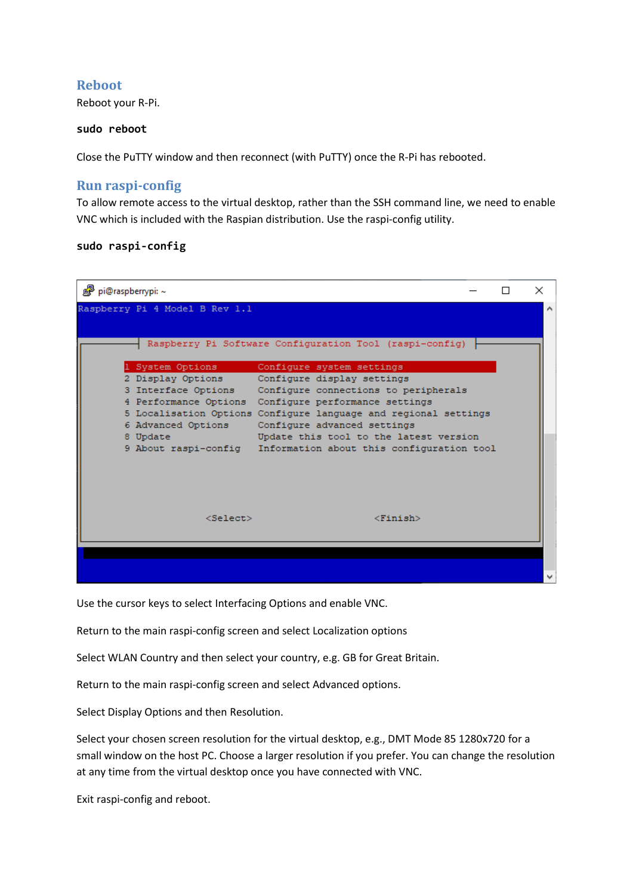## Reboot

Reboot your R-Pi.

```
sudo reboot
```

Close the PuTTY window and then reconnect (with PuTTY) once the R-Pi has rebooted.

## Run raspi-config

To allow remote access to the virtual desktop, rather than the SSH command line, we need to enable VNC which is included with the Raspian distribution. Use the raspi-config utility.

```
sudo raspi-config
```

```
pi@raspberrypi: ~

Raspberry Pi 4 Model B Rev 1.1

        Raspberry Pi Software Configuration Tool (raspi-config)

 1 System Options       Configure system settings
 2 Display Options      Configure display settings
 3 Interface Options    Configure connections to peripherals
 4 Performance Options  Configure performance settings
 5 Localisation Options Configure language and regional settings
 6 Advanced Options     Configure advanced settings
 8 Update               Update this tool to the latest version
 9 About raspi-config   Information about this configuration tool

              <Select>                         <Finish>
```

Use the cursor keys to select Interfacing Options and enable VNC.

Return to the main raspi-config screen and select Localization options

Select WLAN Country and then select your country, e.g. GB for Great Britain.

Return to the main raspi-config screen and select Advanced options.

Select Display Options and then Resolution.

Select your chosen screen resolution for the virtual desktop, e.g., DMT Mode 85 1280x720 for a small window on the host PC. Choose a larger resolution if you prefer. You can change the resolution at any time from the virtual desktop once you have connected with VNC.

Exit raspi-config and reboot.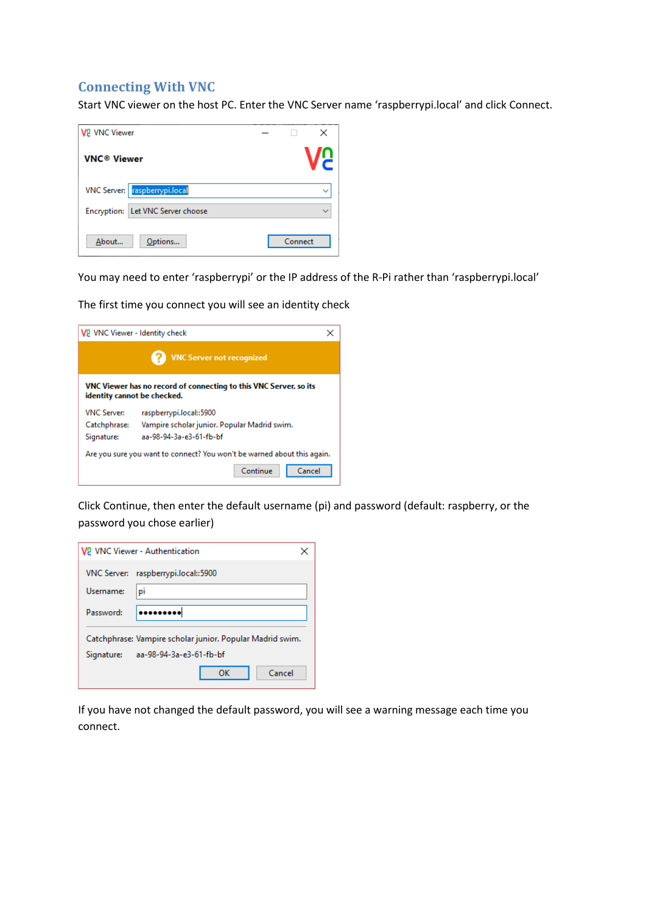## Connecting With VNC

Start VNC viewer on the host PC. Enter the VNC Server name ‘raspberrypi.local’ and click Connect.

You may need to enter ‘raspberrypi’ or the IP address of the R-Pi rather than ‘raspberrypi.local’

The first time you connect you will see an identity check

Click Continue, then enter the default username (pi) and password (default: raspberry, or the password you chose earlier)

If you have not changed the default password, you will see a warning message each time you connect.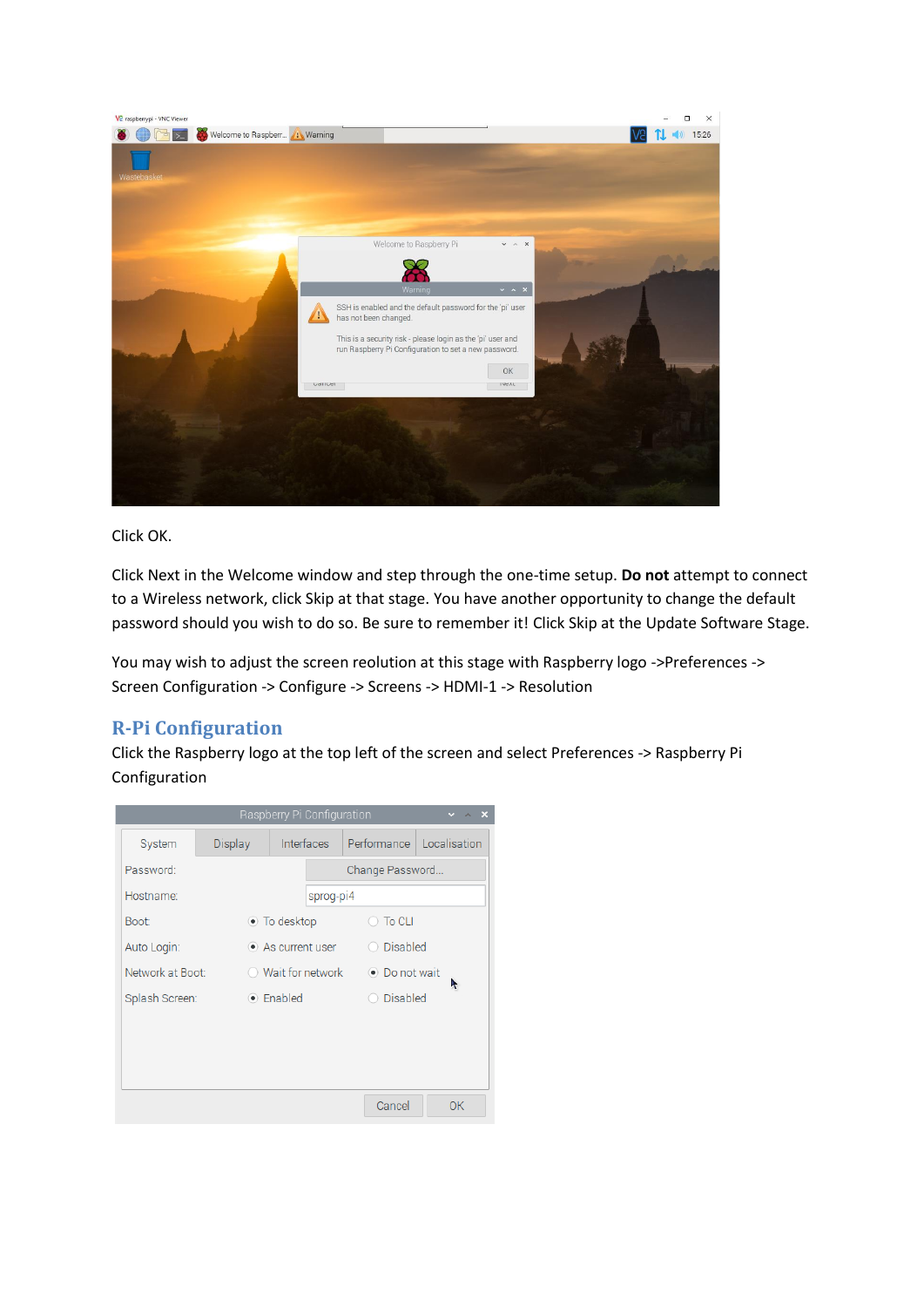Click OK.

Click Next in the Welcome window and step through the one-time setup. **Do not** attempt to connect to a Wireless network, click Skip at that stage. You have another opportunity to change the default password should you wish to do so. Be sure to remember it! Click Skip at the Update Software Stage.

You may wish to adjust the screen reolution at this stage with Raspberry logo ->Preferences -> Screen Configuration -> Configure -> Screens -> HDMI-1 -> Resolution

## R-Pi Configuration

Click the Raspberry logo at the top left of the screen and select Preferences -> Raspberry Pi Configuration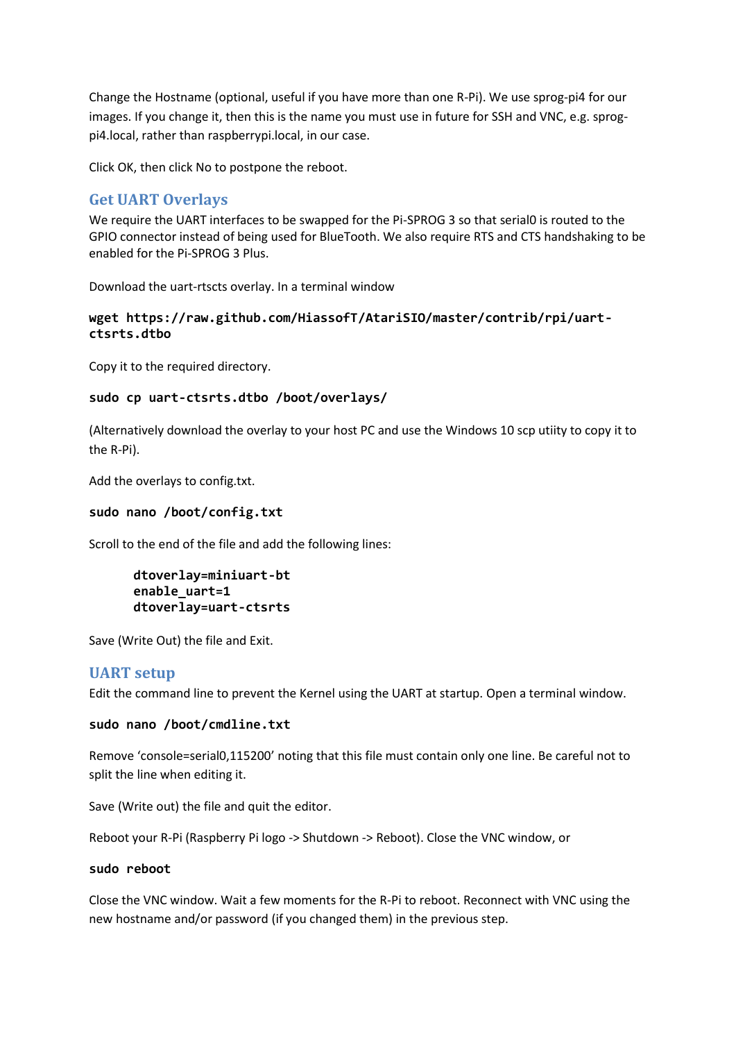Change the Hostname (optional, useful if you have more than one R-Pi). We use sprog-pi4 for our images. If you change it, then this is the name you must use in future for SSH and VNC, e.g. sprog-pi4.local, rather than raspberrypi.local, in our case.

Click OK, then click No to postpone the reboot.

## Get UART Overlays

We require the UART interfaces to be swapped for the Pi-SPROG 3 so that serial0 is routed to the GPIO connector instead of being used for BlueTooth. We also require RTS and CTS handshaking to be enabled for the Pi-SPROG 3 Plus.

Download the uart-rtscts overlay. In a terminal window

```
wget https://raw.github.com/HiassofT/AtariSIO/master/contrib/rpi/uart-ctsrts.dtbo
```

Copy it to the required directory.

```
sudo cp uart-ctsrts.dtbo /boot/overlays/
```

(Alternatively download the overlay to your host PC and use the Windows 10 scp utiity to copy it to the R-Pi).

Add the overlays to config.txt.

```
sudo nano /boot/config.txt
```

Scroll to the end of the file and add the following lines:

```
dtoverlay=miniuart-bt
enable_uart=1
dtoverlay=uart-ctsrts
```

Save (Write Out) the file and Exit.

## UART setup

Edit the command line to prevent the Kernel using the UART at startup. Open a terminal window.

```
sudo nano /boot/cmdline.txt
```

Remove 'console=serial0,115200' noting that this file must contain only one line. Be careful not to split the line when editing it.

Save (Write out) the file and quit the editor.

Reboot your R-Pi (Raspberry Pi logo -> Shutdown -> Reboot). Close the VNC window, or

```
sudo reboot
```

Close the VNC window. Wait a few moments for the R-Pi to reboot. Reconnect with VNC using the new hostname and/or password (if you changed them) in the previous step.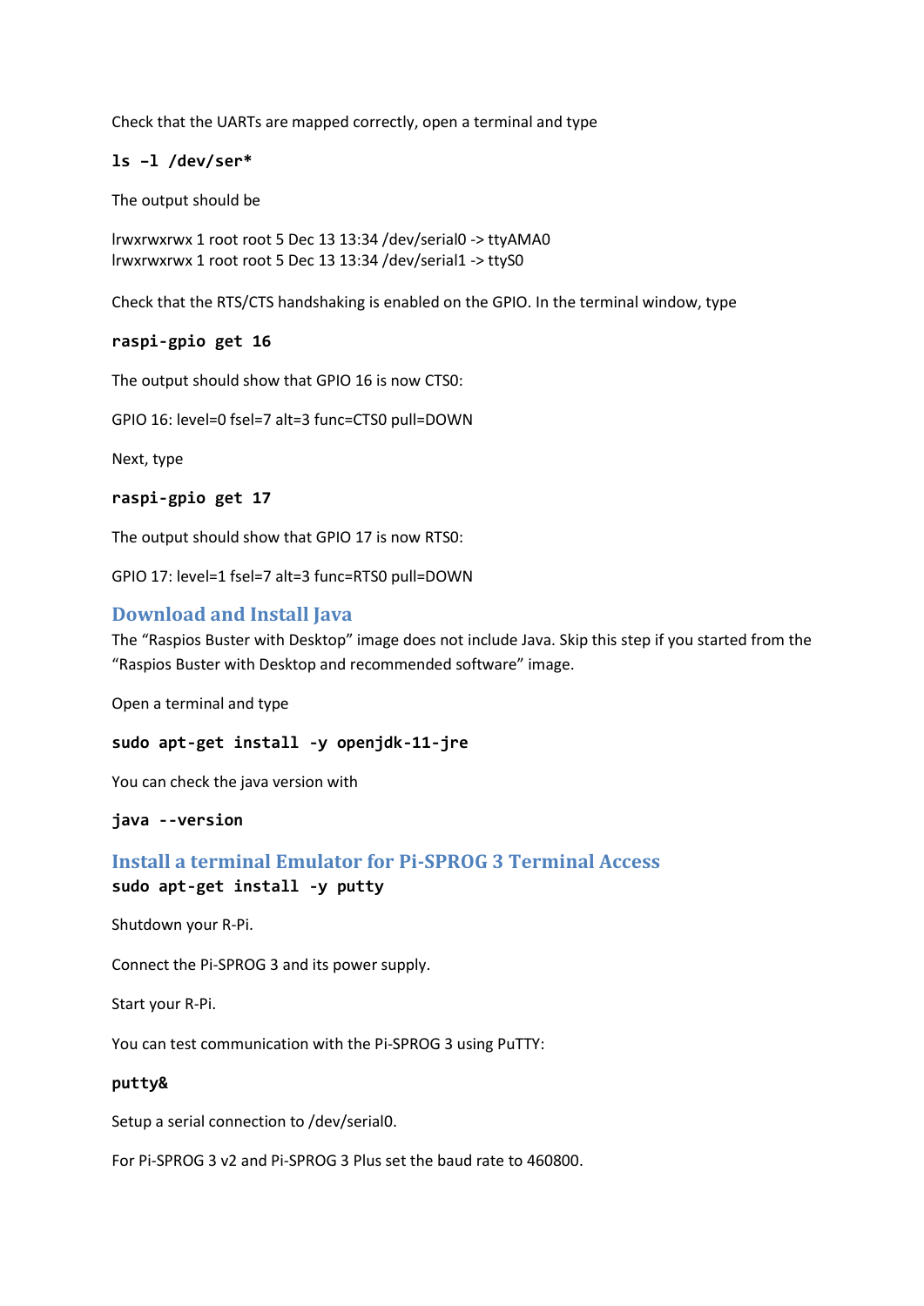Check that the UARTs are mapped correctly, open a terminal and type

```
ls –l /dev/ser*
```

The output should be

lrwxrwxrwx 1 root root 5 Dec 13 13:34 /dev/serial0 -> ttyAMA0
lrwxrwxrwx 1 root root 5 Dec 13 13:34 /dev/serial1 -> ttyS0

Check that the RTS/CTS handshaking is enabled on the GPIO. In the terminal window, type

```
raspi-gpio get 16
```

The output should show that GPIO 16 is now CTS0:

GPIO 16: level=0 fsel=7 alt=3 func=CTS0 pull=DOWN

Next, type

```
raspi-gpio get 17
```

The output should show that GPIO 17 is now RTS0:

GPIO 17: level=1 fsel=7 alt=3 func=RTS0 pull=DOWN

## Download and Install Java

The "Raspios Buster with Desktop" image does not include Java. Skip this step if you started from the "Raspios Buster with Desktop and recommended software" image.

Open a terminal and type

```
sudo apt-get install -y openjdk-11-jre
```

You can check the java version with

```
java --version
```

## Install a terminal Emulator for Pi-SPROG 3 Terminal Access

```
sudo apt-get install -y putty
```

Shutdown your R-Pi.

Connect the Pi-SPROG 3 and its power supply.

Start your R-Pi.

You can test communication with the Pi-SPROG 3 using PuTTY:

```
putty&
```

Setup a serial connection to /dev/serial0.

For Pi-SPROG 3 v2 and Pi-SPROG 3 Plus set the baud rate to 460800.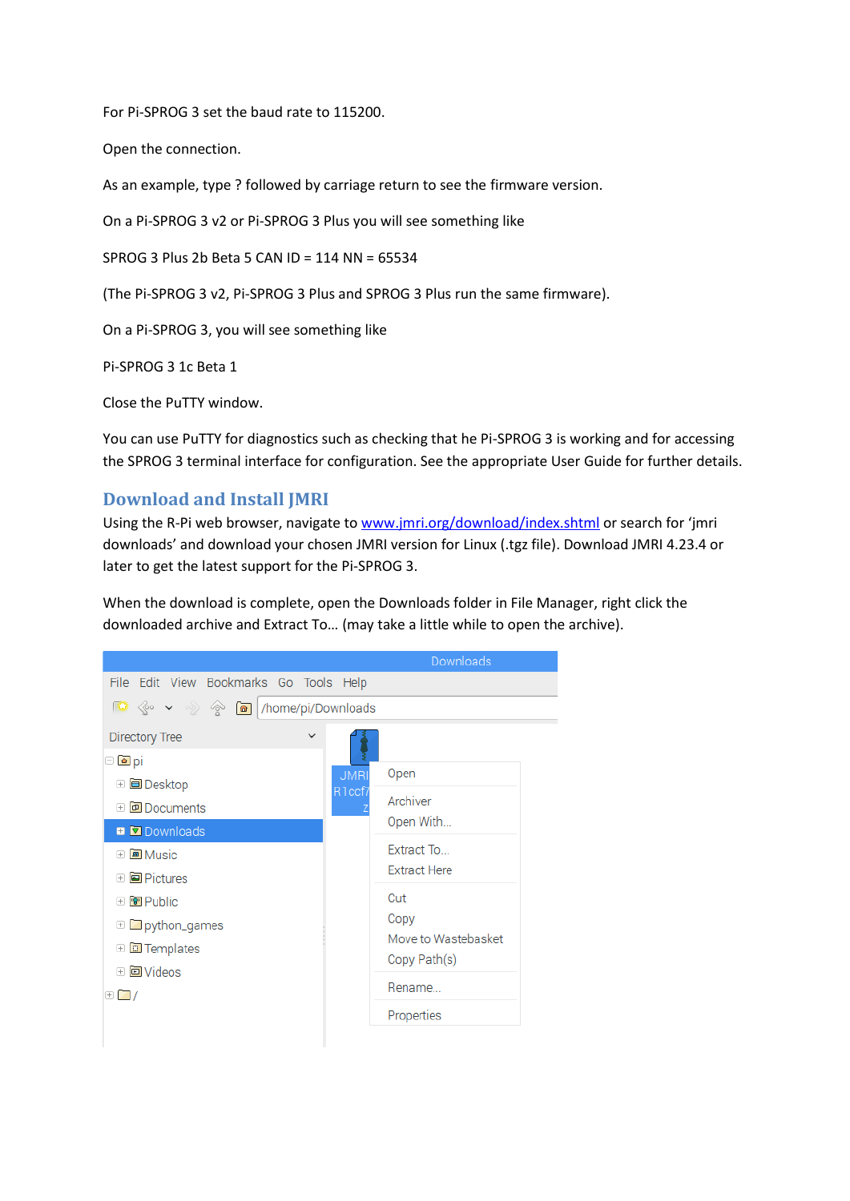For Pi-SPROG 3 set the baud rate to 115200.

Open the connection.

As an example, type ? followed by carriage return to see the firmware version.

On a Pi-SPROG 3 v2 or Pi-SPROG 3 Plus you will see something like

SPROG 3 Plus 2b Beta 5 CAN ID = 114 NN = 65534

(The Pi-SPROG 3 v2, Pi-SPROG 3 Plus and SPROG 3 Plus run the same firmware).

On a Pi-SPROG 3, you will see something like

Pi-SPROG 3 1c Beta 1

Close the PuTTY window.

You can use PuTTY for diagnostics such as checking that he Pi-SPROG 3 is working and for accessing the SPROG 3 terminal interface for configuration. See the appropriate User Guide for further details.

## Download and Install JMRI

Using the R-Pi web browser, navigate to [www.jmri.org/download/index.shtml](www.jmri.org/download/index.shtml) or search for 'jmri downloads' and download your chosen JMRI version for Linux (.tgz file). Download JMRI 4.23.4 or later to get the latest support for the Pi-SPROG 3.

When the download is complete, open the Downloads folder in File Manager, right click the downloaded archive and Extract To... (may take a little while to open the archive).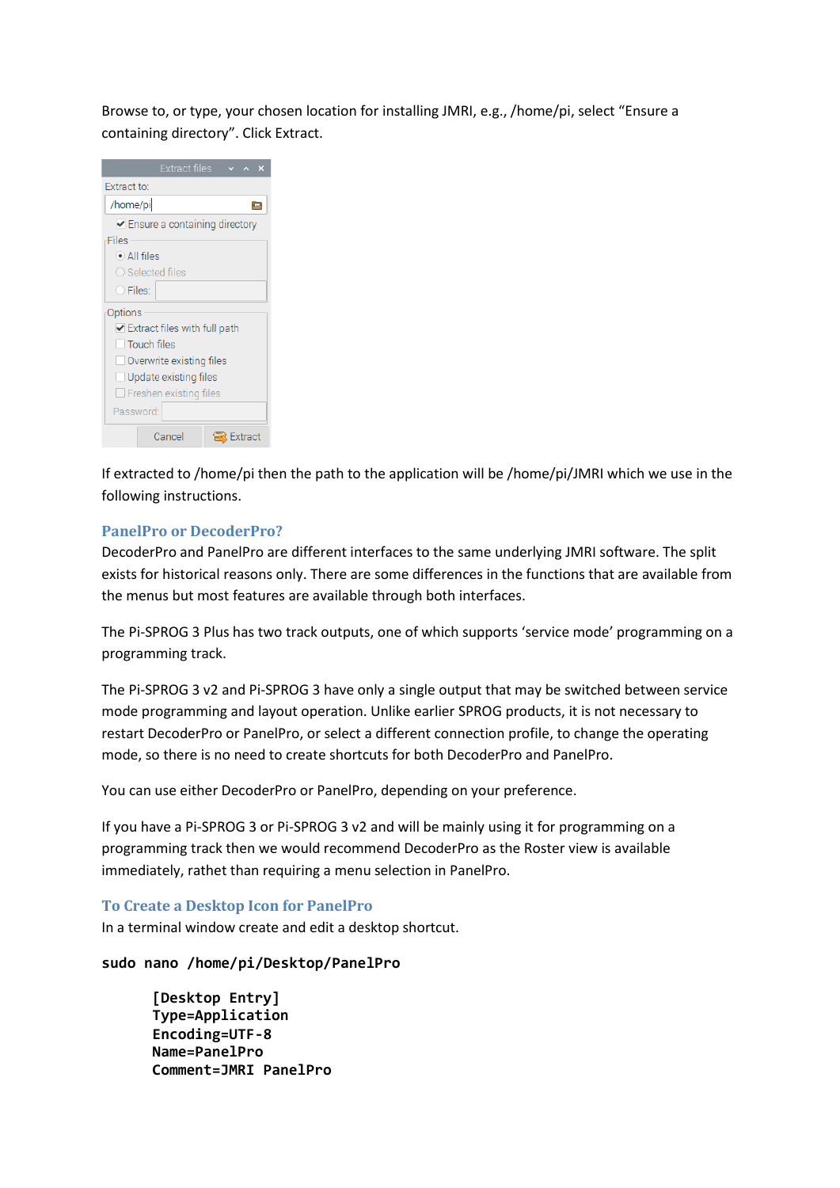Browse to, or type, your chosen location for installing JMRI, e.g., /home/pi, select "Ensure a containing directory". Click Extract.

If extracted to /home/pi then the path to the application will be /home/pi/JMRI which we use in the following instructions.

## PanelPro or DecoderPro?

DecoderPro and PanelPro are different interfaces to the same underlying JMRI software. The split exists for historical reasons only. There are some differences in the functions that are available from the menus but most features are available through both interfaces.

The Pi-SPROG 3 Plus has two track outputs, one of which supports 'service mode' programming on a programming track.

The Pi-SPROG 3 v2 and Pi-SPROG 3 have only a single output that may be switched between service mode programming and layout operation. Unlike earlier SPROG products, it is not necessary to restart DecoderPro or PanelPro, or select a different connection profile, to change the operating mode, so there is no need to create shortcuts for both DecoderPro and PanelPro.

You can use either DecoderPro or PanelPro, depending on your preference.

If you have a Pi-SPROG 3 or Pi-SPROG 3 v2 and will be mainly using it for programming on a programming track then we would recommend DecoderPro as the Roster view is available immediately, rathet than requiring a menu selection in PanelPro.

## To Create a Desktop Icon for PanelPro

In a terminal window create and edit a desktop shortcut.

```
sudo nano /home/pi/Desktop/PanelPro
```

```
[Desktop Entry]
Type=Application
Encoding=UTF-8
Name=PanelPro
Comment=JMRI PanelPro
```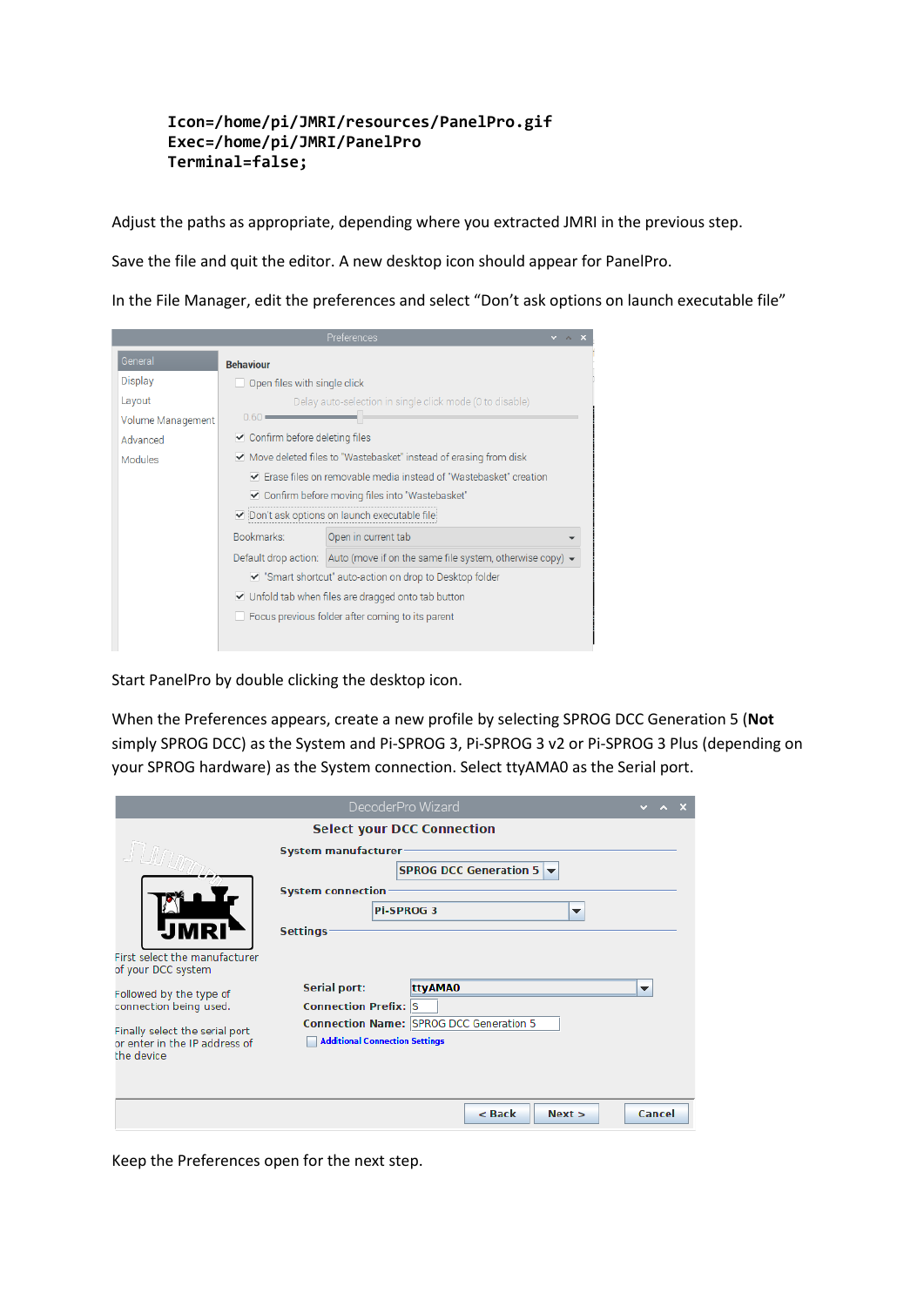```
Icon=/home/pi/JMRI/resources/PanelPro.gif
Exec=/home/pi/JMRI/PanelPro
Terminal=false;
```

Adjust the paths as appropriate, depending where you extracted JMRI in the previous step.

Save the file and quit the editor. A new desktop icon should appear for PanelPro.

In the File Manager, edit the preferences and select “Don’t ask options on launch executable file”

Start PanelPro by double clicking the desktop icon.

When the Preferences appears, create a new profile by selecting SPROG DCC Generation 5 (**Not** simply SPROG DCC) as the System and Pi-SPROG 3, Pi-SPROG 3 v2 or Pi-SPROG 3 Plus (depending on your SPROG hardware) as the System connection. Select ttyAMA0 as the Serial port.

Keep the Preferences open for the next step.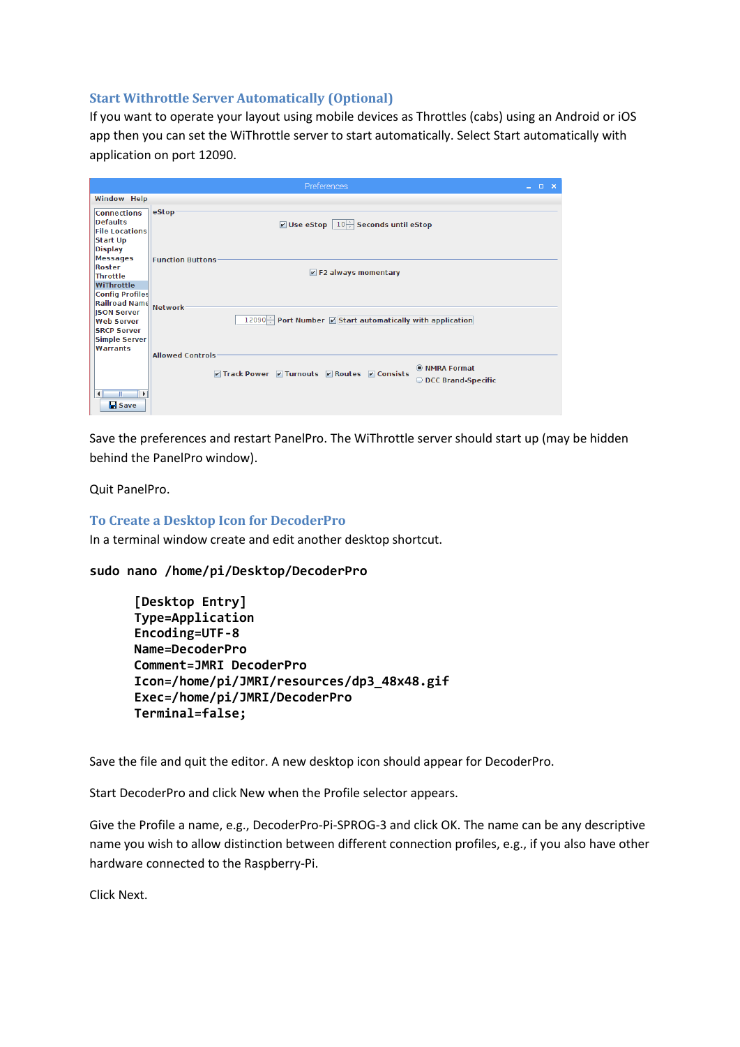## Start Withrottle Server Automatically (Optional)

If you want to operate your layout using mobile devices as Throttles (cabs) using an Android or iOS app then you can set the WiThrottle server to start automatically. Select Start automatically with application on port 12090.

Save the preferences and restart PanelPro. The WiThrottle server should start up (may be hidden behind the PanelPro window).

Quit PanelPro.

## To Create a Desktop Icon for DecoderPro

In a terminal window create and edit another desktop shortcut.

**sudo nano /home/pi/Desktop/DecoderPro**

```
[Desktop Entry]
Type=Application
Encoding=UTF-8
Name=DecoderPro
Comment=JMRI DecoderPro
Icon=/home/pi/JMRI/resources/dp3_48x48.gif
Exec=/home/pi/JMRI/DecoderPro
Terminal=false;
```

Save the file and quit the editor. A new desktop icon should appear for DecoderPro.

Start DecoderPro and click New when the Profile selector appears.

Give the Profile a name, e.g., DecoderPro-Pi-SPROG-3 and click OK. The name can be any descriptive name you wish to allow distinction between different connection profiles, e.g., if you also have other hardware connected to the Raspberry-Pi.

Click Next.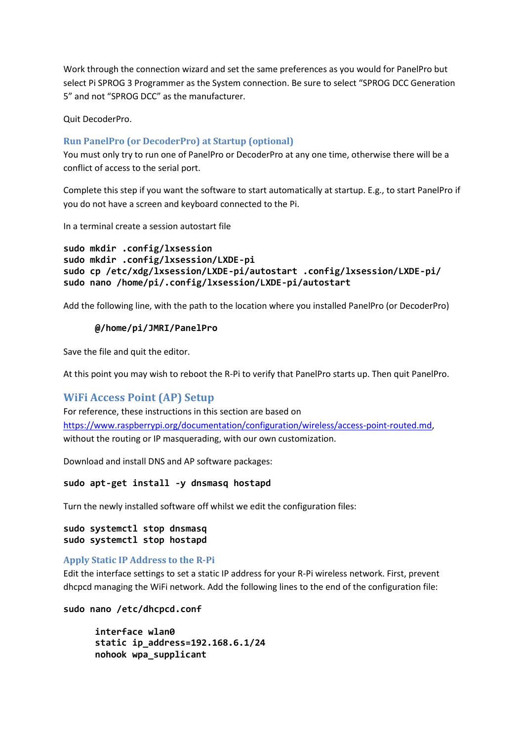Work through the connection wizard and set the same preferences as you would for PanelPro but select Pi SPROG 3 Programmer as the System connection. Be sure to select "SPROG DCC Generation 5" and not "SPROG DCC" as the manufacturer.

Quit DecoderPro.

### Run PanelPro (or DecoderPro) at Startup (optional)

You must only try to run one of PanelPro or DecoderPro at any one time, otherwise there will be a conflict of access to the serial port.

Complete this step if you want the software to start automatically at startup. E.g., to start PanelPro if you do not have a screen and keyboard connected to the Pi.

In a terminal create a session autostart file

```
sudo mkdir .config/lxsession
sudo mkdir .config/lxsession/LXDE-pi
sudo cp /etc/xdg/lxsession/LXDE-pi/autostart .config/lxsession/LXDE-pi/
sudo nano /home/pi/.config/lxsession/LXDE-pi/autostart
```

Add the following line, with the path to the location where you installed PanelPro (or DecoderPro)

```
@/home/pi/JMRI/PanelPro
```

Save the file and quit the editor.

At this point you may wish to reboot the R-Pi to verify that PanelPro starts up. Then quit PanelPro.

## WiFi Access Point (AP) Setup

For reference, these instructions in this section are based on [https://www.raspberrypi.org/documentation/configuration/wireless/access-point-routed.md](https://www.raspberrypi.org/documentation/configuration/wireless/access-point-routed.md), without the routing or IP masquerading, with our own customization.

Download and install DNS and AP software packages:

```
sudo apt-get install -y dnsmasq hostapd
```

Turn the newly installed software off whilst we edit the configuration files:

```
sudo systemctl stop dnsmasq
sudo systemctl stop hostapd
```

### Apply Static IP Address to the R-Pi

Edit the interface settings to set a static IP address for your R-Pi wireless network. First, prevent dhcpcd managing the WiFi network. Add the following lines to the end of the configuration file:

```
sudo nano /etc/dhcpcd.conf
```

```
interface wlan0
static ip_address=192.168.6.1/24
nohook wpa_supplicant
```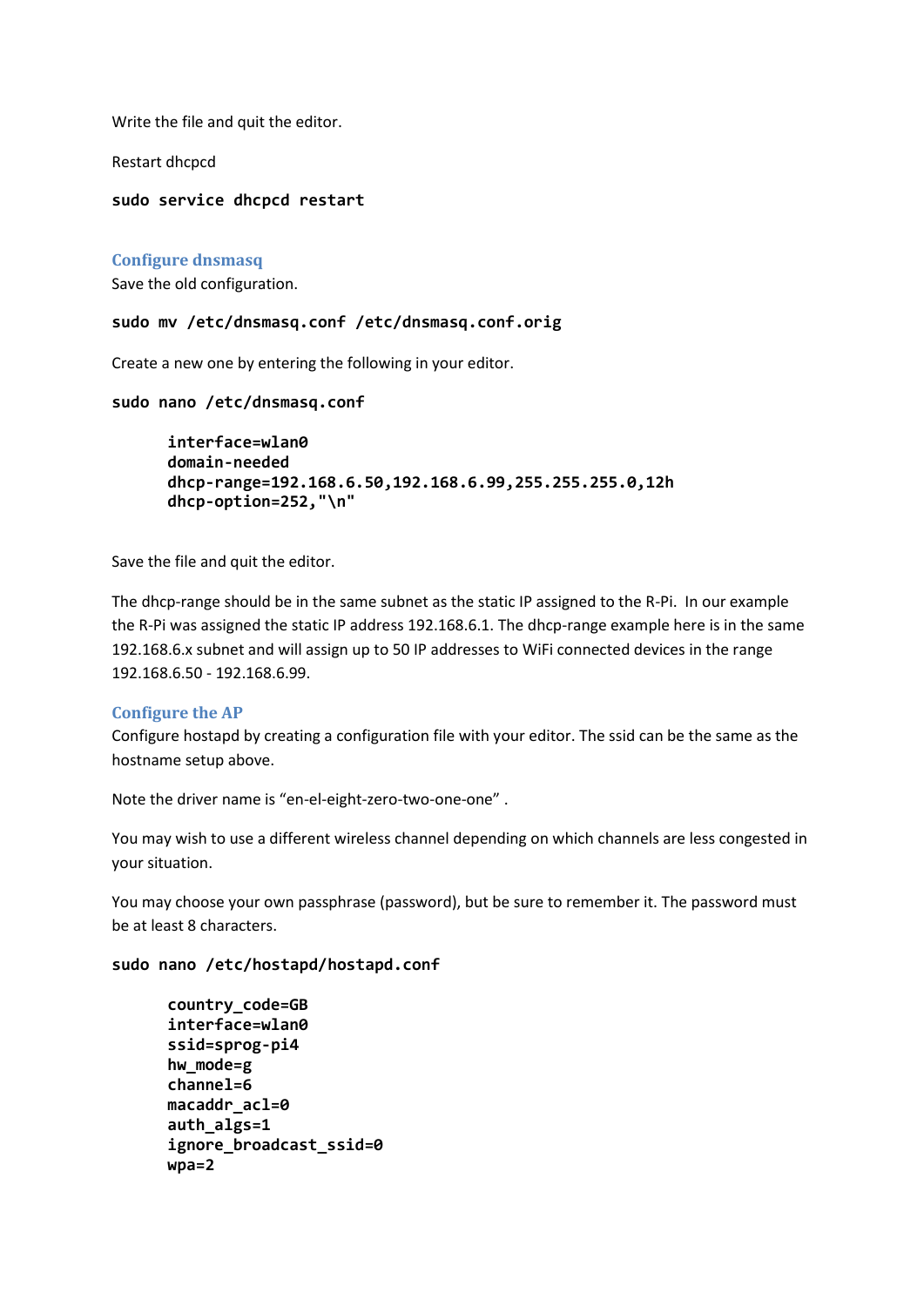Write the file and quit the editor.

Restart dhcpcd

```
sudo service dhcpcd restart
```

### Configure dnsmasq

Save the old configuration.

```
sudo mv /etc/dnsmasq.conf /etc/dnsmasq.conf.orig
```

Create a new one by entering the following in your editor.

```
sudo nano /etc/dnsmasq.conf
```

```
interface=wlan0
domain-needed
dhcp-range=192.168.6.50,192.168.6.99,255.255.255.0,12h
dhcp-option=252,"\n"
```

Save the file and quit the editor.

The dhcp-range should be in the same subnet as the static IP assigned to the R-Pi.  In our example the R-Pi was assigned the static IP address 192.168.6.1. The dhcp-range example here is in the same 192.168.6.x subnet and will assign up to 50 IP addresses to WiFi connected devices in the range 192.168.6.50 - 192.168.6.99.

### Configure the AP

Configure hostapd by creating a configuration file with your editor. The ssid can be the same as the hostname setup above.

Note the driver name is “en-el-eight-zero-two-one-one” .

You may wish to use a different wireless channel depending on which channels are less congested in your situation.

You may choose your own passphrase (password), but be sure to remember it. The password must be at least 8 characters.

```
sudo nano /etc/hostapd/hostapd.conf
```

```
country_code=GB
interface=wlan0
ssid=sprog-pi4
hw_mode=g
channel=6
macaddr_acl=0
auth_algs=1
ignore_broadcast_ssid=0
wpa=2
```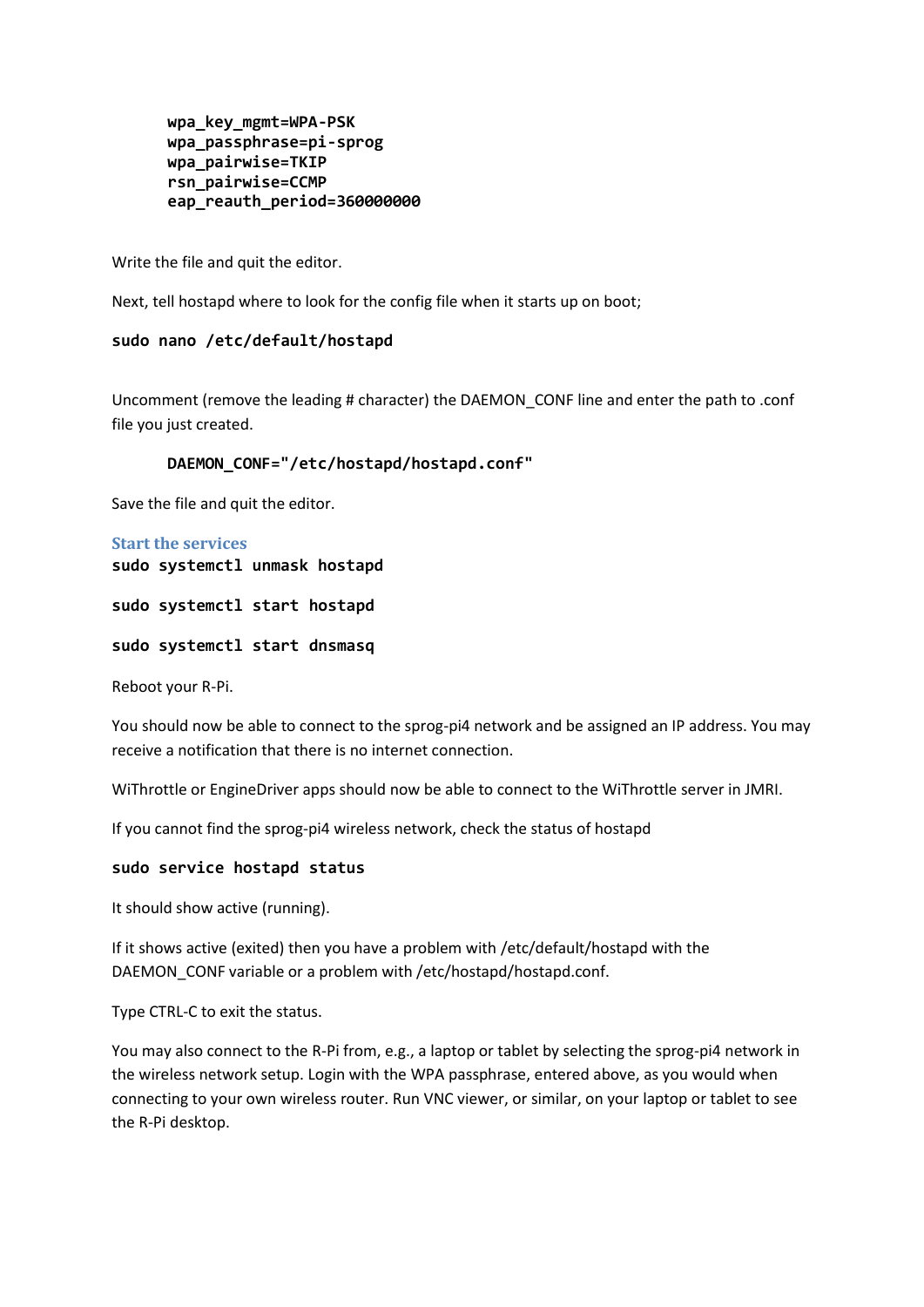```
wpa_key_mgmt=WPA-PSK
wpa_passphrase=pi-sprog
wpa_pairwise=TKIP
rsn_pairwise=CCMP
eap_reauth_period=360000000
```

Write the file and quit the editor.

Next, tell hostapd where to look for the config file when it starts up on boot;

```
sudo nano /etc/default/hostapd
```

Uncomment (remove the leading # character) the DAEMON_CONF line and enter the path to .conf file you just created.

```
DAEMON_CONF="/etc/hostapd/hostapd.conf"
```

Save the file and quit the editor.

### Start the services

```
sudo systemctl unmask hostapd
```

```
sudo systemctl start hostapd
```

```
sudo systemctl start dnsmasq
```

Reboot your R-Pi.

You should now be able to connect to the sprog-pi4 network and be assigned an IP address. You may receive a notification that there is no internet connection.

WiThrottle or EngineDriver apps should now be able to connect to the WiThrottle server in JMRI.

If you cannot find the sprog-pi4 wireless network, check the status of hostapd

```
sudo service hostapd status
```

It should show active (running).

If it shows active (exited) then you have a problem with /etc/default/hostapd with the DAEMON_CONF variable or a problem with /etc/hostapd/hostapd.conf.

Type CTRL-C to exit the status.

You may also connect to the R-Pi from, e.g., a laptop or tablet by selecting the sprog-pi4 network in the wireless network setup. Login with the WPA passphrase, entered above, as you would when connecting to your own wireless router. Run VNC viewer, or similar, on your laptop or tablet to see the R-Pi desktop.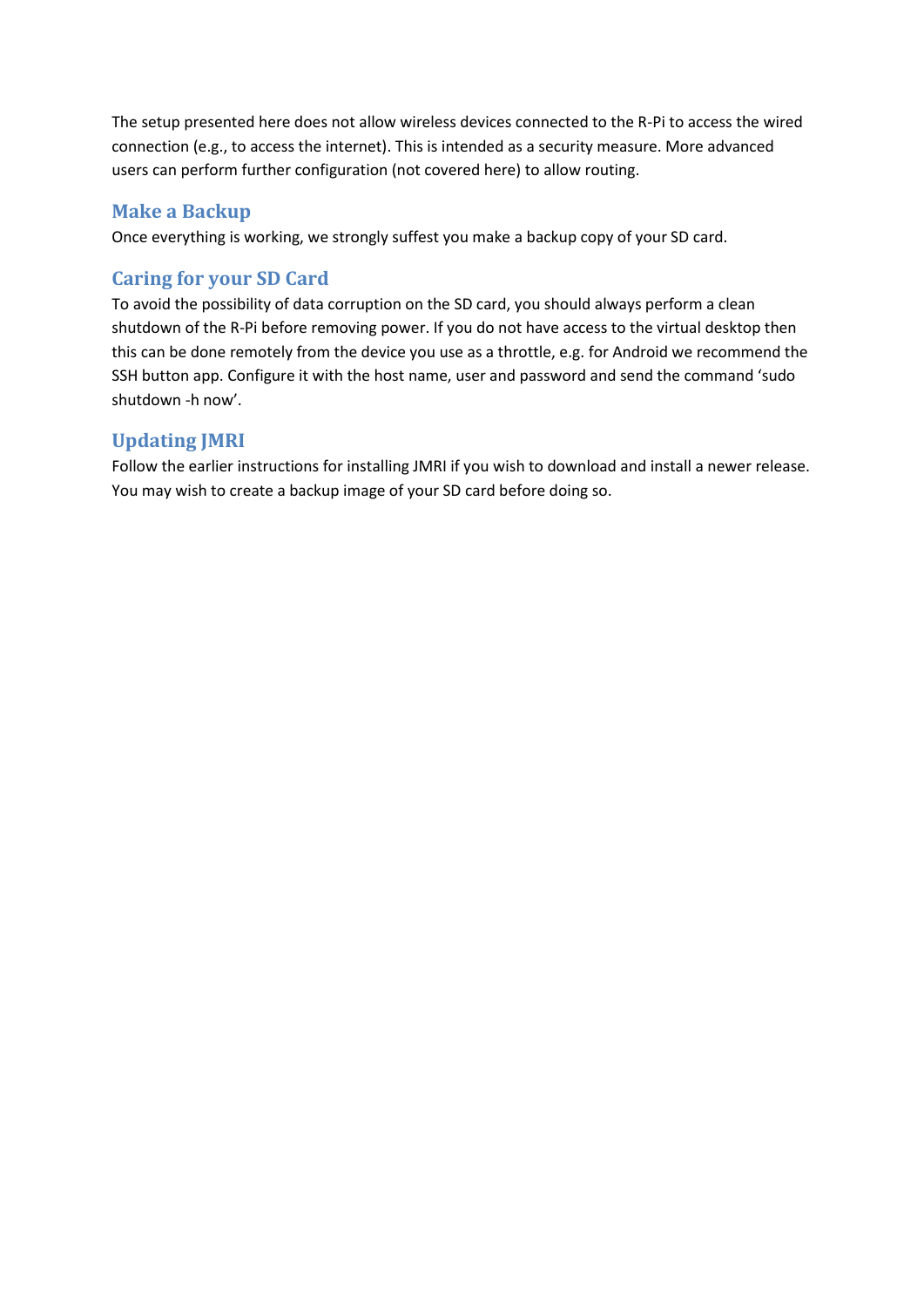The setup presented here does not allow wireless devices connected to the R-Pi to access the wired connection (e.g., to access the internet). This is intended as a security measure. More advanced users can perform further configuration (not covered here) to allow routing.

## Make a Backup

Once everything is working, we strongly suffest you make a backup copy of your SD card.

## Caring for your SD Card

To avoid the possibility of data corruption on the SD card, you should always perform a clean shutdown of the R-Pi before removing power. If you do not have access to the virtual desktop then this can be done remotely from the device you use as a throttle, e.g. for Android we recommend the SSH button app. Configure it with the host name, user and password and send the command 'sudo shutdown -h now'.

## Updating JMRI

Follow the earlier instructions for installing JMRI if you wish to download and install a newer release. You may wish to create a backup image of your SD card before doing so.